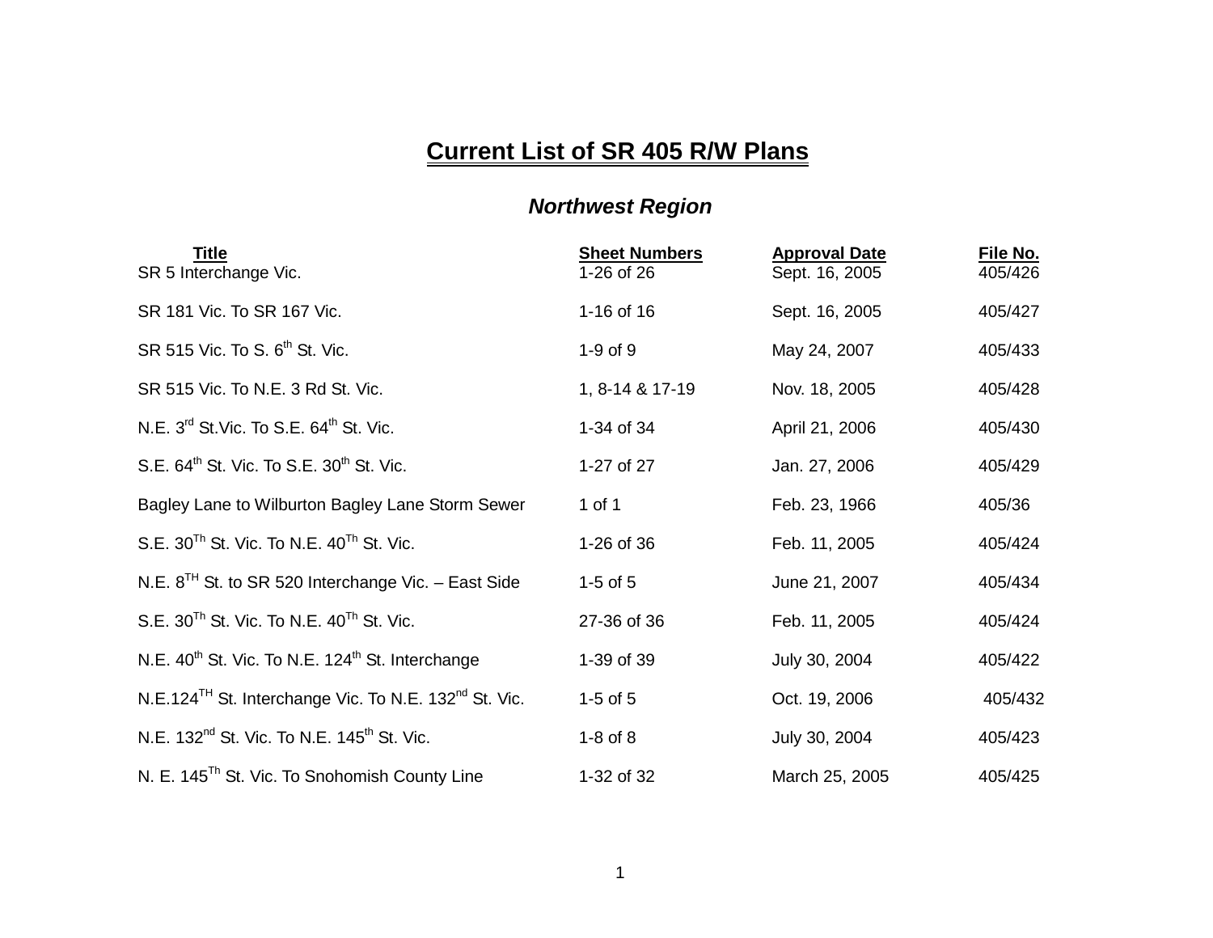# Current List of SR 405 R/W Plans

## *Northwest Region*

| Title | Sheet Numbers | Approval Date | File No. |
|---|---|---|---|
| SR 5 Interchange Vic. | 1-26 of 26 | Sept. 16, 2005 | 405/426 |
| SR 181 Vic. To SR 167 Vic. | 1-16 of 16 | Sept. 16, 2005 | 405/427 |
| SR 515 Vic. To S. 6th St. Vic. | 1-9 of 9 | May 24, 2007 | 405/433 |
| SR 515 Vic. To N.E. 3 Rd St. Vic. | 1, 8-14 & 17-19 | Nov. 18, 2005 | 405/428 |
| N.E. 3rd St.Vic. To S.E. 64th St. Vic. | 1-34 of 34 | April 21, 2006 | 405/430 |
| S.E. 64th St. Vic. To S.E. 30th St. Vic. | 1-27 of 27 | Jan. 27, 2006 | 405/429 |
| Bagley Lane to Wilburton Bagley Lane Storm Sewer | 1 of 1 | Feb. 23, 1966 | 405/36 |
| S.E. 30Th St. Vic. To N.E. 40Th St. Vic. | 1-26 of 36 | Feb. 11, 2005 | 405/424 |
| N.E. 8TH St. to SR 520 Interchange Vic. – East Side | 1-5 of 5 | June 21, 2007 | 405/434 |
| S.E. 30Th St. Vic. To N.E. 40Th St. Vic. | 27-36 of 36 | Feb. 11, 2005 | 405/424 |
| N.E. 40th St. Vic. To N.E. 124th St. Interchange | 1-39 of 39 | July 30, 2004 | 405/422 |
| N.E.124TH St. Interchange Vic. To N.E. 132nd St. Vic. | 1-5 of 5 | Oct. 19, 2006 | 405/432 |
| N.E. 132nd St. Vic. To N.E. 145th St. Vic. | 1-8 of 8 | July 30, 2004 | 405/423 |
| N. E. 145Th St. Vic. To Snohomish County Line | 1-32 of 32 | March 25, 2005 | 405/425 |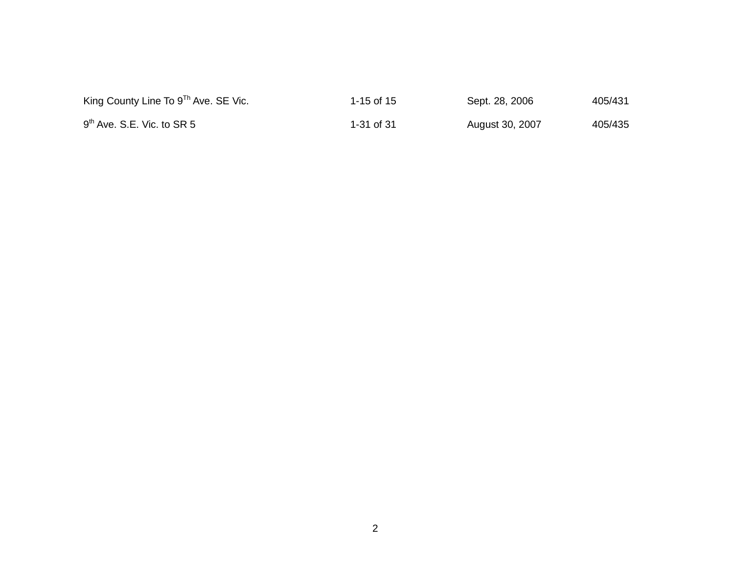| | | | |
|---|---|---|---|
| King County Line To 9$^{Th}$ Ave. SE Vic. | 1-15 of 15 | Sept. 28, 2006 | 405/431 |
| 9$^{th}$ Ave. S.E. Vic. to SR 5 | 1-31 of 31 | August 30, 2007 | 405/435 |